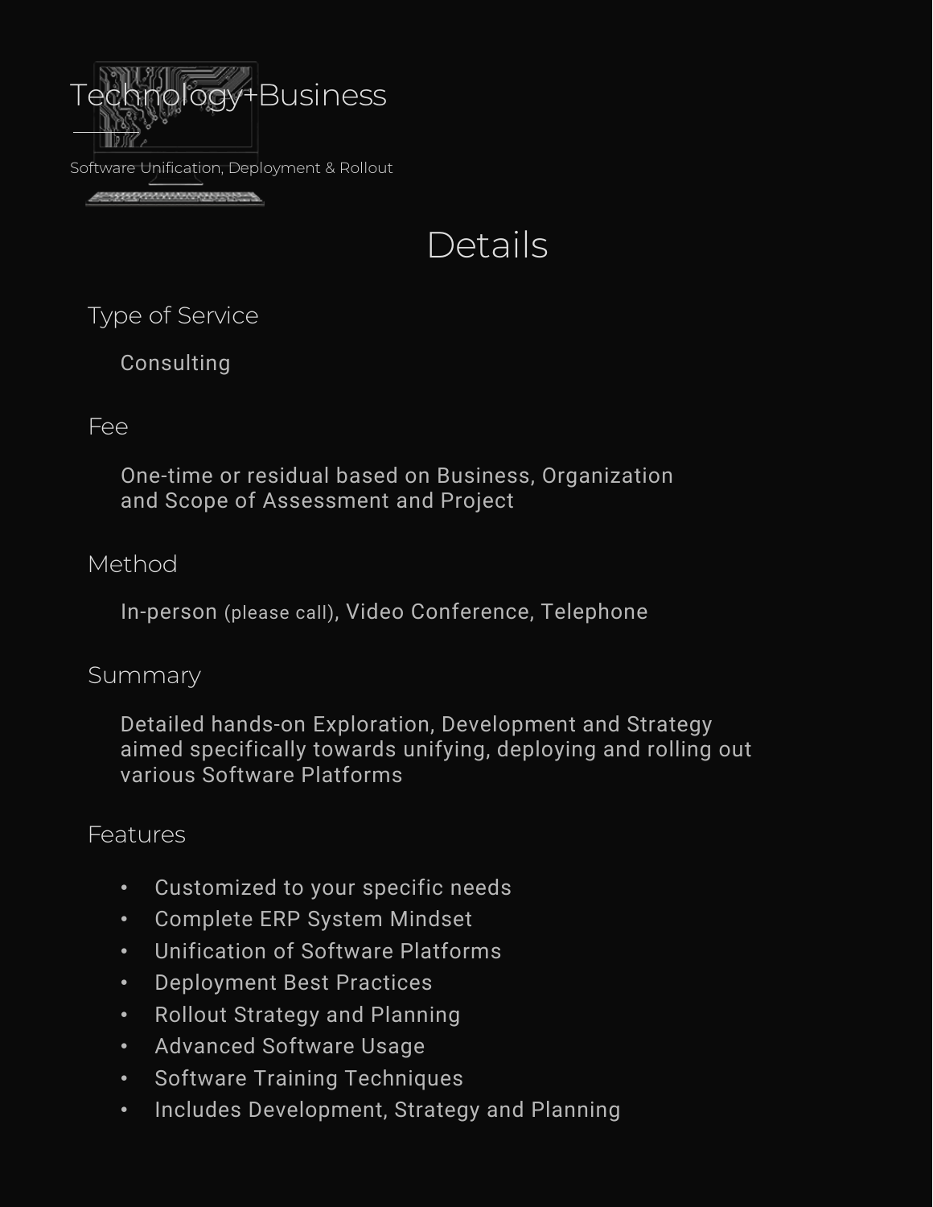# Technology+Business

Software Unification, Deployment & Rollout

## Details

### Type of Service

Consulting

### Fee

One-time or residual based on Business, Organization and Scope of Assessment and Project

### Method

In-person (please call), Video Conference, Telephone

### Summary

Detailed hands-on Exploration, Development and Strategy aimed specifically towards unifying, deploying and rolling out various Software Platforms

### Features

- Customized to your specific needs
- Complete ERP System Mindset
- Unification of Software Platforms
- Deployment Best Practices
- Rollout Strategy and Planning
- Advanced Software Usage
- Software Training Techniques
- Includes Development, Strategy and Planning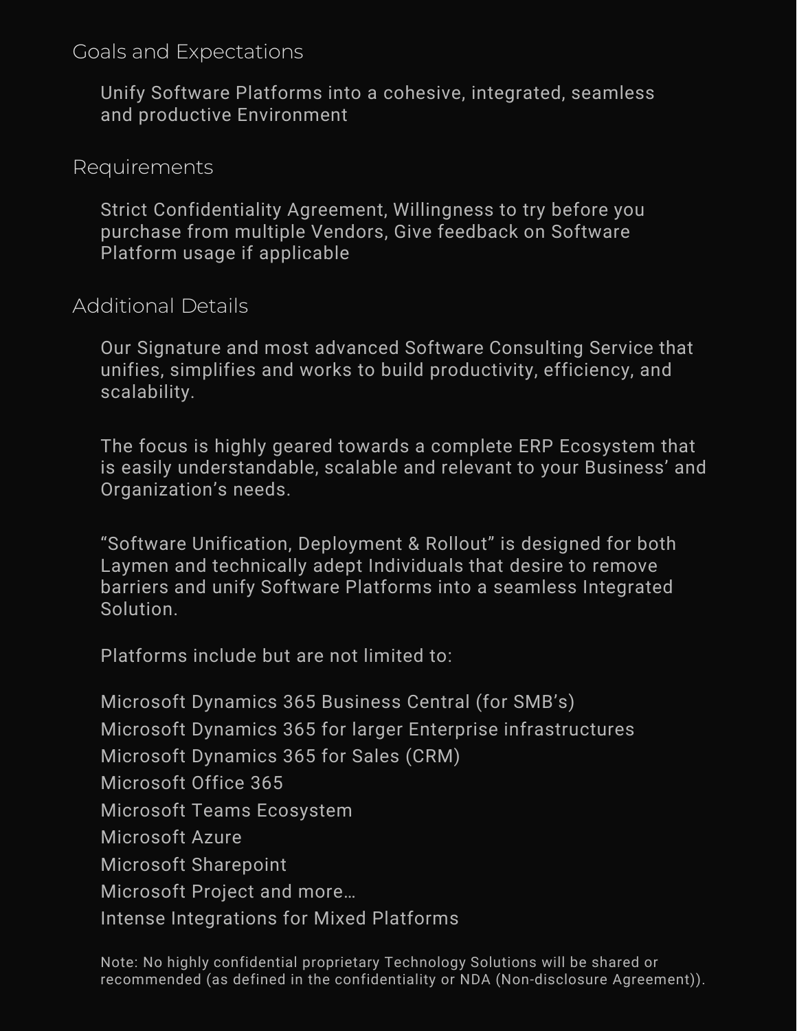## Goals and Expectations

Unify Software Platforms into a cohesive, integrated, seamless and productive Environment

## Requirements

Strict Confidentiality Agreement, Willingness to try before you purchase from multiple Vendors, Give feedback on Software Platform usage if applicable

## Additional Details

Our Signature and most advanced Software Consulting Service that unifies, simplifies and works to build productivity, efficiency, and scalability.

The focus is highly geared towards a complete ERP Ecosystem that is easily understandable, scalable and relevant to your Business' and Organization's needs.

"Software Unification, Deployment & Rollout" is designed for both Laymen and technically adept Individuals that desire to remove barriers and unify Software Platforms into a seamless Integrated Solution.

Platforms include but are not limited to:

Microsoft Dynamics 365 Business Central (for SMB's)
Microsoft Dynamics 365 for larger Enterprise infrastructures
Microsoft Dynamics 365 for Sales (CRM)
Microsoft Office 365
Microsoft Teams Ecosystem
Microsoft Azure
Microsoft Sharepoint
Microsoft Project and more…
Intense Integrations for Mixed Platforms

Note: No highly confidential proprietary Technology Solutions will be shared or recommended (as defined in the confidentiality or NDA (Non-disclosure Agreement)).